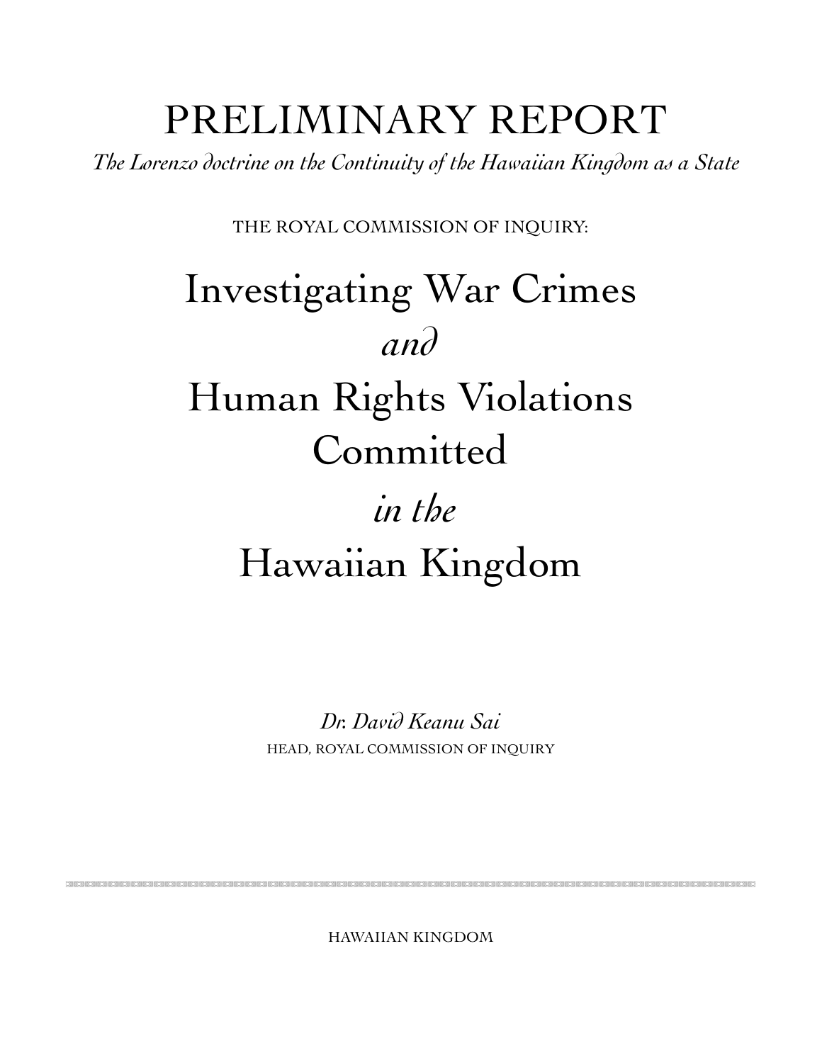# PRELIMINARY REPORT

*The Lorenzo doctrine on the Continuity of the Hawaiian Kingdom as a State*

THE ROYAL COMMISSION OF INQUIRY:

# Investigating War Crimes *and* Human Rights Violations Committed *in the* Hawaiian Kingdom

*Dr. David Keanu Sai*

HEAD, ROYAL COMMISSION OF INQUIRY

HAWAIIAN KINGDOM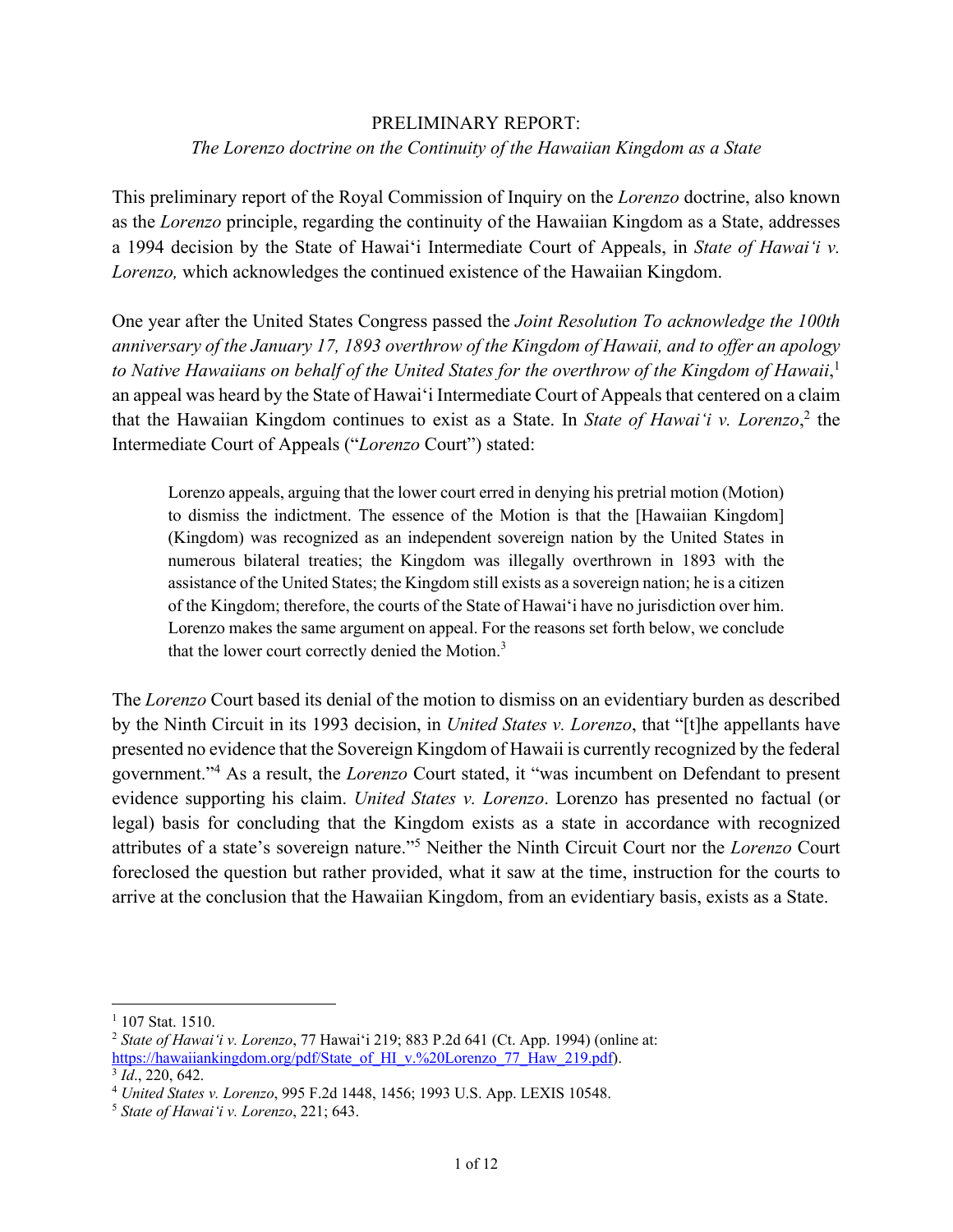PRELIMINARY REPORT:
*The Lorenzo doctrine on the Continuity of the Hawaiian Kingdom as a State*

This preliminary report of the Royal Commission of Inquiry on the *Lorenzo* doctrine, also known as the *Lorenzo* principle, regarding the continuity of the Hawaiian Kingdom as a State, addresses a 1994 decision by the State of Hawai‘i Intermediate Court of Appeals, in *State of Hawai‘i v. Lorenzo,* which acknowledges the continued existence of the Hawaiian Kingdom.

One year after the United States Congress passed the *Joint Resolution To acknowledge the 100th anniversary of the January 17, 1893 overthrow of the Kingdom of Hawaii, and to offer an apology to Native Hawaiians on behalf of the United States for the overthrow of the Kingdom of Hawaii*,[1] an appeal was heard by the State of Hawai‘i Intermediate Court of Appeals that centered on a claim that the Hawaiian Kingdom continues to exist as a State. In *State of Hawai‘i v. Lorenzo*,[2] the Intermediate Court of Appeals ("*Lorenzo* Court") stated:

> Lorenzo appeals, arguing that the lower court erred in denying his pretrial motion (Motion) to dismiss the indictment. The essence of the Motion is that the [Hawaiian Kingdom] (Kingdom) was recognized as an independent sovereign nation by the United States in numerous bilateral treaties; the Kingdom was illegally overthrown in 1893 with the assistance of the United States; the Kingdom still exists as a sovereign nation; he is a citizen of the Kingdom; therefore, the courts of the State of Hawai‘i have no jurisdiction over him. Lorenzo makes the same argument on appeal. For the reasons set forth below, we conclude that the lower court correctly denied the Motion.[3]

The *Lorenzo* Court based its denial of the motion to dismiss on an evidentiary burden as described by the Ninth Circuit in its 1993 decision, in *United States v. Lorenzo*, that "[t]he appellants have presented no evidence that the Sovereign Kingdom of Hawaii is currently recognized by the federal government."[4] As a result, the *Lorenzo* Court stated, it "was incumbent on Defendant to present evidence supporting his claim. *United States v. Lorenzo*. Lorenzo has presented no factual (or legal) basis for concluding that the Kingdom exists as a state in accordance with recognized attributes of a state's sovereign nature."[5] Neither the Ninth Circuit Court nor the *Lorenzo* Court foreclosed the question but rather provided, what it saw at the time, instruction for the courts to arrive at the conclusion that the Hawaiian Kingdom, from an evidentiary basis, exists as a State.

---

[1] 107 Stat. 1510.

[2] *State of Hawai‘i v. Lorenzo*, 77 Hawai‘i 219; 883 P.2d 641 (Ct. App. 1994) (online at: https://hawaiiankingdom.org/pdf/State_of_HI_v.%20Lorenzo_77_Haw_219.pdf).

[3] *Id*., 220, 642.

[4] *United States v. Lorenzo*, 995 F.2d 1448, 1456; 1993 U.S. App. LEXIS 10548.

[5] *State of Hawai‘i v. Lorenzo*, 221; 643.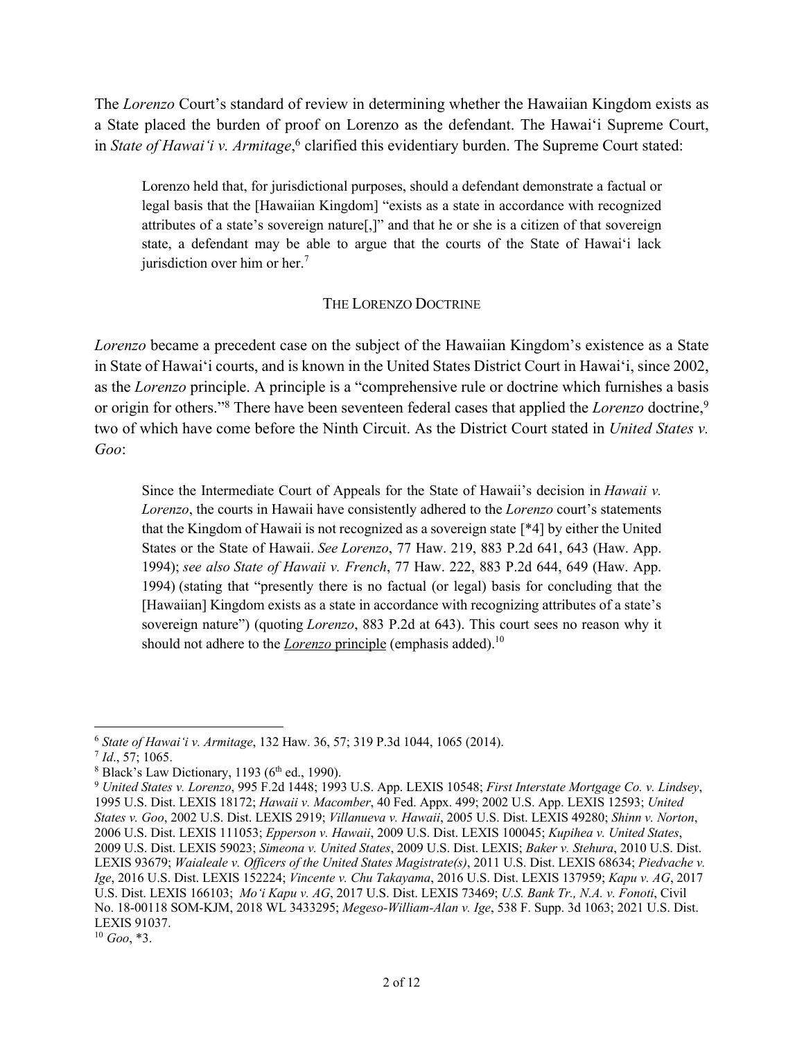The *Lorenzo* Court's standard of review in determining whether the Hawaiian Kingdom exists as a State placed the burden of proof on Lorenzo as the defendant. The Hawai'i Supreme Court, in *State of Hawai'i v. Armitage*,[6] clarified this evidentiary burden. The Supreme Court stated:

> Lorenzo held that, for jurisdictional purposes, should a defendant demonstrate a factual or legal basis that the [Hawaiian Kingdom] "exists as a state in accordance with recognized attributes of a state's sovereign nature[,]" and that he or she is a citizen of that sovereign state, a defendant may be able to argue that the courts of the State of Hawai'i lack jurisdiction over him or her.[7]

## THE LORENZO DOCTRINE

*Lorenzo* became a precedent case on the subject of the Hawaiian Kingdom's existence as a State in State of Hawai'i courts, and is known in the United States District Court in Hawai'i, since 2002, as the *Lorenzo* principle. A principle is a "comprehensive rule or doctrine which furnishes a basis or origin for others."[8] There have been seventeen federal cases that applied the *Lorenzo* doctrine,[9] two of which have come before the Ninth Circuit. As the District Court stated in *United States v. Goo*:

> Since the Intermediate Court of Appeals for the State of Hawaii's decision in *Hawaii v. Lorenzo*, the courts in Hawaii have consistently adhered to the *Lorenzo* court's statements that the Kingdom of Hawaii is not recognized as a sovereign state [*4] by either the United States or the State of Hawaii. *See Lorenzo*, 77 Haw. 219, 883 P.2d 641, 643 (Haw. App. 1994); *see also State of Hawaii v. French*, 77 Haw. 222, 883 P.2d 644, 649 (Haw. App. 1994) (stating that "presently there is no factual (or legal) basis for concluding that the [Hawaiian] Kingdom exists as a state in accordance with recognizing attributes of a state's sovereign nature") (quoting *Lorenzo*, 883 P.2d at 643). This court sees no reason why it should not adhere to the *Lorenzo* principle (emphasis added).[10]

---

[6] *State of Hawai'i v. Armitage*, 132 Haw. 36, 57; 319 P.3d 1044, 1065 (2014).

[7] *Id*., 57; 1065.

[8] Black's Law Dictionary, 1193 (6th ed., 1990).

[9] *United States v. Lorenzo*, 995 F.2d 1448; 1993 U.S. App. LEXIS 10548; *First Interstate Mortgage Co. v. Lindsey*, 1995 U.S. Dist. LEXIS 18172; *Hawaii v. Macomber*, 40 Fed. Appx. 499; 2002 U.S. App. LEXIS 12593; *United States v. Goo*, 2002 U.S. Dist. LEXIS 2919; *Villanueva v. Hawaii*, 2005 U.S. Dist. LEXIS 49280; *Shinn v. Norton*, 2006 U.S. Dist. LEXIS 111053; *Epperson v. Hawaii*, 2009 U.S. Dist. LEXIS 100045; *Kupihea v. United States*, 2009 U.S. Dist. LEXIS 59023; *Simeona v. United States*, 2009 U.S. Dist. LEXIS; *Baker v. Stehura*, 2010 U.S. Dist. LEXIS 93679; *Waialeale v. Officers of the United States Magistrate(s)*, 2011 U.S. Dist. LEXIS 68634; *Piedvache v. Ige*, 2016 U.S. Dist. LEXIS 152224; *Vincente v. Chu Takayama*, 2016 U.S. Dist. LEXIS 137959; *Kapu v. AG*, 2017 U.S. Dist. LEXIS 166103; *Mo'i Kapu v. AG*, 2017 U.S. Dist. LEXIS 73469; *U.S. Bank Tr., N.A. v. Fonoti*, Civil No. 18-00118 SOM-KJM, 2018 WL 3433295; *Megeso-William-Alan v. Ige*, 538 F. Supp. 3d 1063; 2021 U.S. Dist. LEXIS 91037.

[10] *Goo*, *3.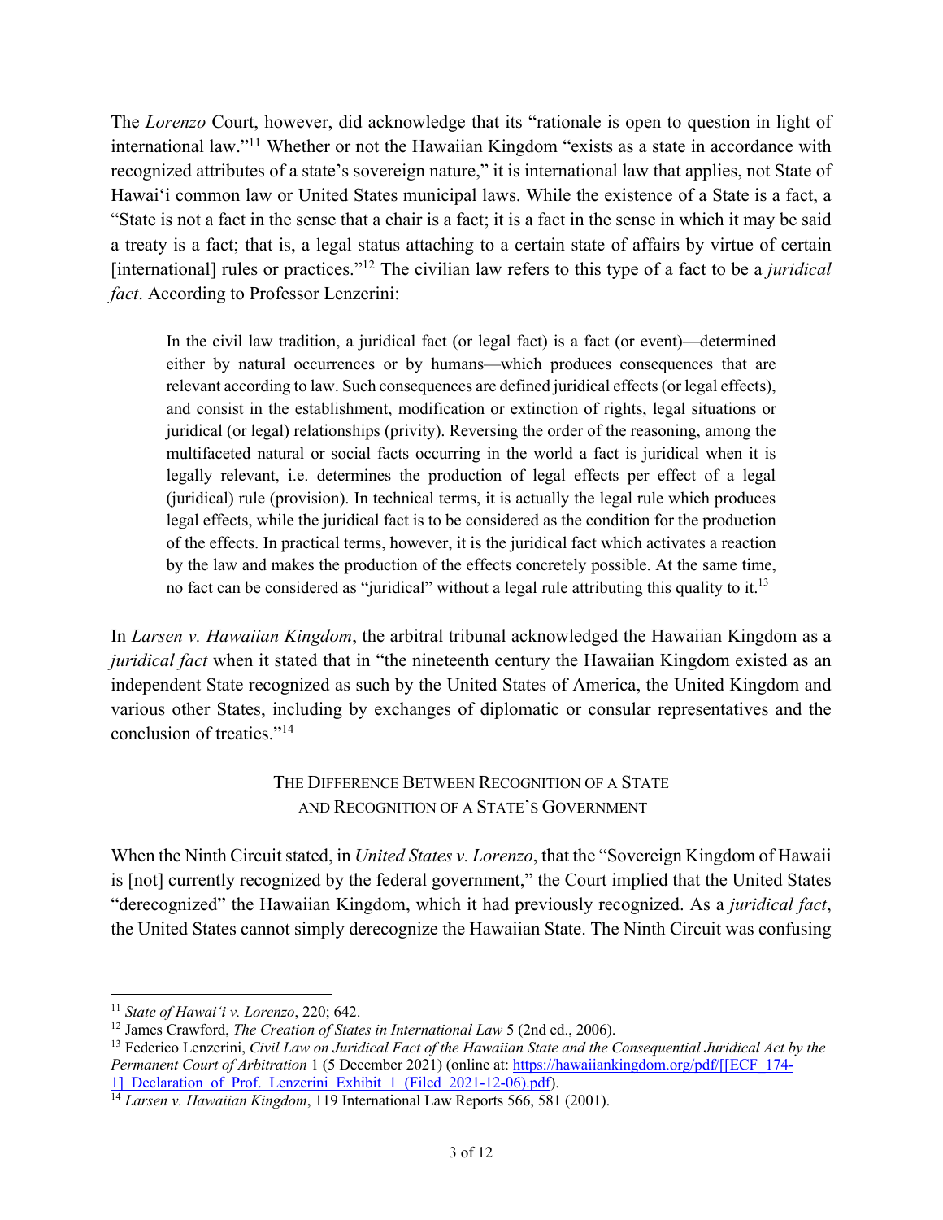The *Lorenzo* Court, however, did acknowledge that its "rationale is open to question in light of international law."[11] Whether or not the Hawaiian Kingdom "exists as a state in accordance with recognized attributes of a state's sovereign nature," it is international law that applies, not State of Hawai'i common law or United States municipal laws. While the existence of a State is a fact, a "State is not a fact in the sense that a chair is a fact; it is a fact in the sense in which it may be said a treaty is a fact; that is, a legal status attaching to a certain state of affairs by virtue of certain [international] rules or practices."[12] The civilian law refers to this type of a fact to be a *juridical fact*. According to Professor Lenzerini:

> In the civil law tradition, a juridical fact (or legal fact) is a fact (or event)—determined either by natural occurrences or by humans—which produces consequences that are relevant according to law. Such consequences are defined juridical effects (or legal effects), and consist in the establishment, modification or extinction of rights, legal situations or juridical (or legal) relationships (privity). Reversing the order of the reasoning, among the multifaceted natural or social facts occurring in the world a fact is juridical when it is legally relevant, i.e. determines the production of legal effects per effect of a legal (juridical) rule (provision). In technical terms, it is actually the legal rule which produces legal effects, while the juridical fact is to be considered as the condition for the production of the effects. In practical terms, however, it is the juridical fact which activates a reaction by the law and makes the production of the effects concretely possible. At the same time, no fact can be considered as "juridical" without a legal rule attributing this quality to it.[13]

In *Larsen v. Hawaiian Kingdom*, the arbitral tribunal acknowledged the Hawaiian Kingdom as a *juridical fact* when it stated that in "the nineteenth century the Hawaiian Kingdom existed as an independent State recognized as such by the United States of America, the United Kingdom and various other States, including by exchanges of diplomatic or consular representatives and the conclusion of treaties."[14]

## THE DIFFERENCE BETWEEN RECOGNITION OF A STATE AND RECOGNITION OF A STATE'S GOVERNMENT

When the Ninth Circuit stated, in *United States v. Lorenzo*, that the "Sovereign Kingdom of Hawaii is [not] currently recognized by the federal government," the Court implied that the United States "derecognized" the Hawaiian Kingdom, which it had previously recognized. As a *juridical fact*, the United States cannot simply derecognize the Hawaiian State. The Ninth Circuit was confusing

---

[11] *State of Hawai'i v. Lorenzo*, 220; 642.

[12] James Crawford, *The Creation of States in International Law* 5 (2nd ed., 2006).

[13] Federico Lenzerini, *Civil Law on Juridical Fact of the Hawaiian State and the Consequential Juridical Act by the Permanent Court of Arbitration* 1 (5 December 2021) (online at: https://hawaiiankingdom.org/pdf/[[ECF_174-1]_Declaration_of_Prof._Lenzerini_Exhibit_1_(Filed_2021-12-06).pdf).

[14] *Larsen v. Hawaiian Kingdom*, 119 International Law Reports 566, 581 (2001).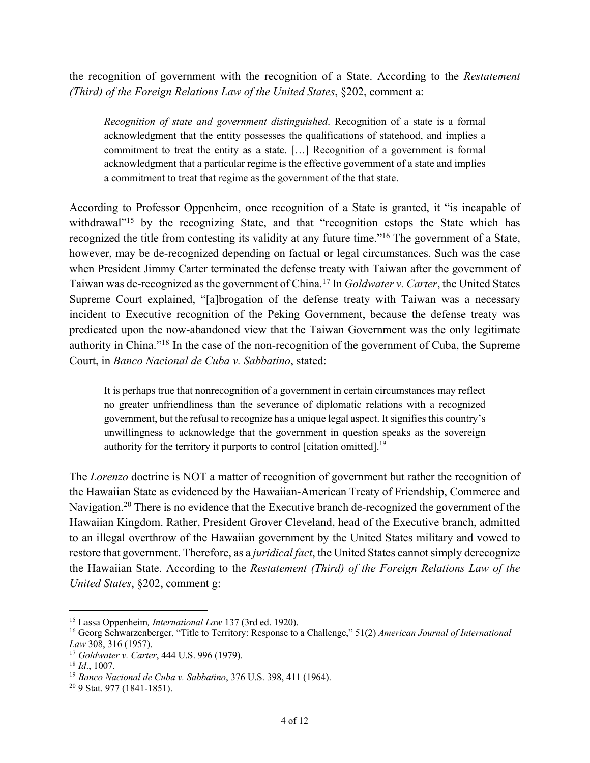the recognition of government with the recognition of a State. According to the *Restatement (Third) of the Foreign Relations Law of the United States*, §202, comment a:

> *Recognition of state and government distinguished*. Recognition of a state is a formal acknowledgment that the entity possesses the qualifications of statehood, and implies a commitment to treat the entity as a state. […] Recognition of a government is formal acknowledgment that a particular regime is the effective government of a state and implies a commitment to treat that regime as the government of the that state.

According to Professor Oppenheim, once recognition of a State is granted, it "is incapable of withdrawal"[15] by the recognizing State, and that "recognition estops the State which has recognized the title from contesting its validity at any future time."[16] The government of a State, however, may be de-recognized depending on factual or legal circumstances. Such was the case when President Jimmy Carter terminated the defense treaty with Taiwan after the government of Taiwan was de-recognized as the government of China.[17] In *Goldwater v. Carter*, the United States Supreme Court explained, "[a]brogation of the defense treaty with Taiwan was a necessary incident to Executive recognition of the Peking Government, because the defense treaty was predicated upon the now-abandoned view that the Taiwan Government was the only legitimate authority in China."[18] In the case of the non-recognition of the government of Cuba, the Supreme Court, in *Banco Nacional de Cuba v. Sabbatino*, stated:

> It is perhaps true that nonrecognition of a government in certain circumstances may reflect no greater unfriendliness than the severance of diplomatic relations with a recognized government, but the refusal to recognize has a unique legal aspect. It signifies this country's unwillingness to acknowledge that the government in question speaks as the sovereign authority for the territory it purports to control [citation omitted].[19]

The *Lorenzo* doctrine is NOT a matter of recognition of government but rather the recognition of the Hawaiian State as evidenced by the Hawaiian-American Treaty of Friendship, Commerce and Navigation.[20] There is no evidence that the Executive branch de-recognized the government of the Hawaiian Kingdom. Rather, President Grover Cleveland, head of the Executive branch, admitted to an illegal overthrow of the Hawaiian government by the United States military and vowed to restore that government. Therefore, as a *juridical fact*, the United States cannot simply derecognize the Hawaiian State. According to the *Restatement (Third) of the Foreign Relations Law of the United States*, §202, comment g:

---

[15] Lassa Oppenheim*, International Law* 137 (3rd ed. 1920).

[16] Georg Schwarzenberger, "Title to Territory: Response to a Challenge," 51(2) *American Journal of International Law* 308, 316 (1957).

[17] *Goldwater v. Carter*, 444 U.S. 996 (1979).

[18] *Id*., 1007.

[19] *Banco Nacional de Cuba v. Sabbatino*, 376 U.S. 398, 411 (1964).

[20] 9 Stat. 977 (1841-1851).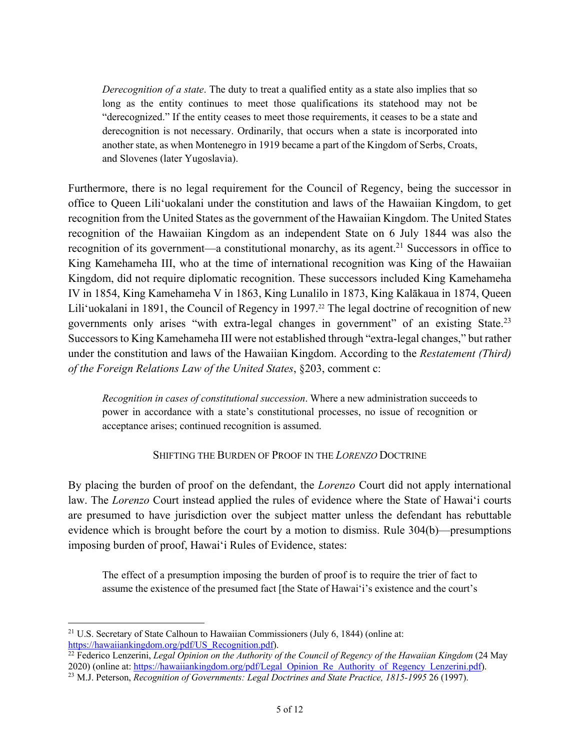> *Derecognition of a state*. The duty to treat a qualified entity as a state also implies that so long as the entity continues to meet those qualifications its statehood may not be "derecognized." If the entity ceases to meet those requirements, it ceases to be a state and derecognition is not necessary. Ordinarily, that occurs when a state is incorporated into another state, as when Montenegro in 1919 became a part of the Kingdom of Serbs, Croats, and Slovenes (later Yugoslavia).

Furthermore, there is no legal requirement for the Council of Regency, being the successor in office to Queen Liliʻuokalani under the constitution and laws of the Hawaiian Kingdom, to get recognition from the United States as the government of the Hawaiian Kingdom. The United States recognition of the Hawaiian Kingdom as an independent State on 6 July 1844 was also the recognition of its government—a constitutional monarchy, as its agent.[21] Successors in office to King Kamehameha III, who at the time of international recognition was King of the Hawaiian Kingdom, did not require diplomatic recognition. These successors included King Kamehameha IV in 1854, King Kamehameha V in 1863, King Lunalilo in 1873, King Kalākaua in 1874, Queen Liliʻuokalani in 1891, the Council of Regency in 1997.[22] The legal doctrine of recognition of new governments only arises "with extra-legal changes in government" of an existing State.[23] Successors to King Kamehameha III were not established through "extra-legal changes," but rather under the constitution and laws of the Hawaiian Kingdom. According to the *Restatement (Third) of the Foreign Relations Law of the United States*, §203, comment c:

> *Recognition in cases of constitutional succession*. Where a new administration succeeds to power in accordance with a state's constitutional processes, no issue of recognition or acceptance arises; continued recognition is assumed.

## SHIFTING THE BURDEN OF PROOF IN THE *LORENZO* DOCTRINE

By placing the burden of proof on the defendant, the *Lorenzo* Court did not apply international law. The *Lorenzo* Court instead applied the rules of evidence where the State of Hawaiʻi courts are presumed to have jurisdiction over the subject matter unless the defendant has rebuttable evidence which is brought before the court by a motion to dismiss. Rule 304(b)—presumptions imposing burden of proof, Hawaiʻi Rules of Evidence, states:

> The effect of a presumption imposing the burden of proof is to require the trier of fact to assume the existence of the presumed fact [the State of Hawaiʻi's existence and the court's

---

[21] U.S. Secretary of State Calhoun to Hawaiian Commissioners (July 6, 1844) (online at: https://hawaiiankingdom.org/pdf/US_Recognition.pdf).

[22] Federico Lenzerini, *Legal Opinion on the Authority of the Council of Regency of the Hawaiian Kingdom* (24 May 2020) (online at: https://hawaiiankingdom.org/pdf/Legal_Opinion_Re_Authority_of_Regency_Lenzerini.pdf).

[23] M.J. Peterson, *Recognition of Governments: Legal Doctrines and State Practice, 1815-1995* 26 (1997).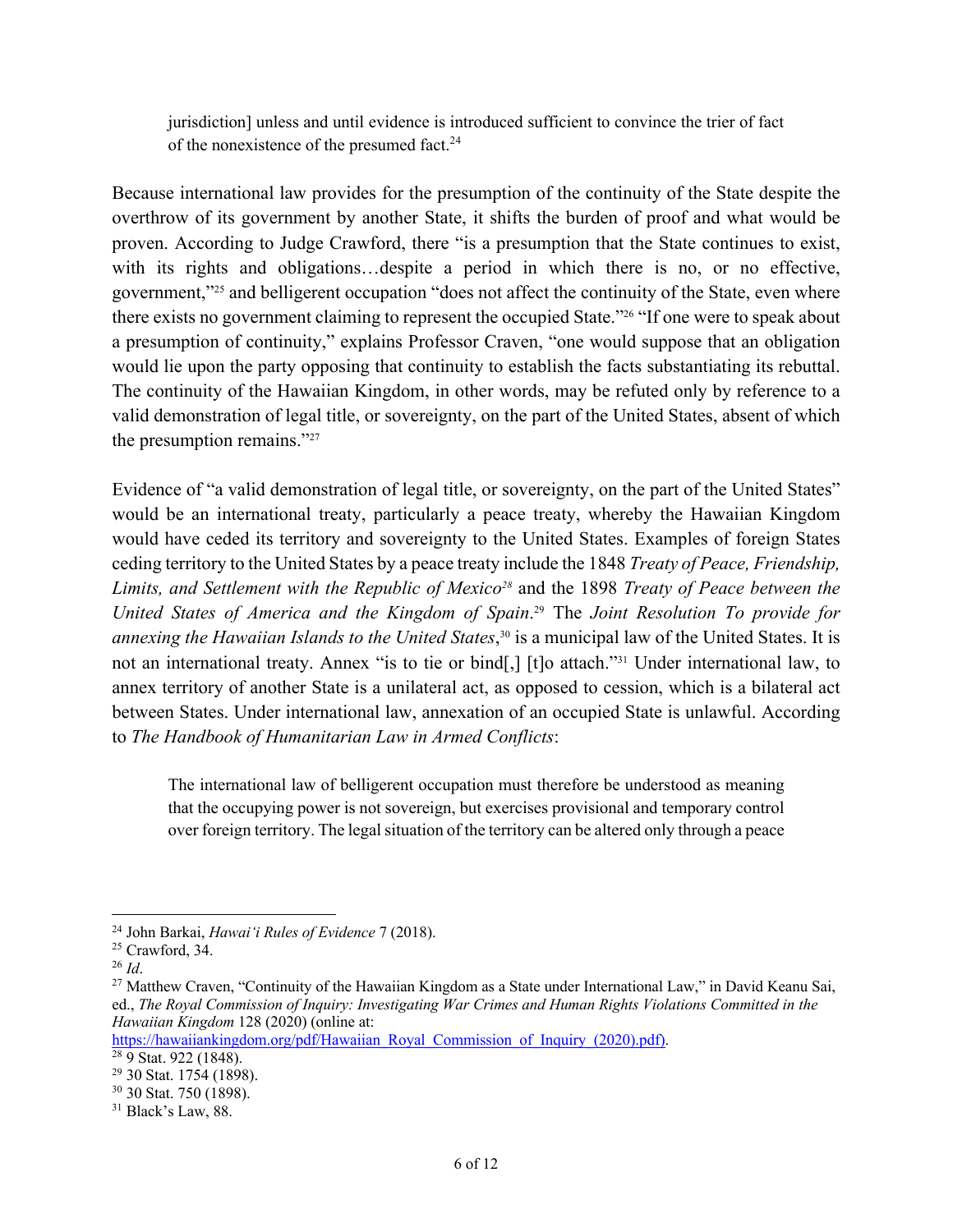> jurisdiction] unless and until evidence is introduced sufficient to convince the trier of fact of the nonexistence of the presumed fact.[24]

Because international law provides for the presumption of the continuity of the State despite the overthrow of its government by another State, it shifts the burden of proof and what would be proven. According to Judge Crawford, there "is a presumption that the State continues to exist, with its rights and obligations…despite a period in which there is no, or no effective, government,"[25] and belligerent occupation "does not affect the continuity of the State, even where there exists no government claiming to represent the occupied State."[26] "If one were to speak about a presumption of continuity," explains Professor Craven, "one would suppose that an obligation would lie upon the party opposing that continuity to establish the facts substantiating its rebuttal. The continuity of the Hawaiian Kingdom, in other words, may be refuted only by reference to a valid demonstration of legal title, or sovereignty, on the part of the United States, absent of which the presumption remains."[27]

Evidence of "a valid demonstration of legal title, or sovereignty, on the part of the United States" would be an international treaty, particularly a peace treaty, whereby the Hawaiian Kingdom would have ceded its territory and sovereignty to the United States. Examples of foreign States ceding territory to the United States by a peace treaty include the 1848 *Treaty of Peace, Friendship, Limits, and Settlement with the Republic of Mexico*[28] and the 1898 *Treaty of Peace between the United States of America and the Kingdom of Spain*.[29] The *Joint Resolution To provide for annexing the Hawaiian Islands to the United States*,[30] is a municipal law of the United States. It is not an international treaty. Annex "is to tie or bind[,] [t]o attach."[31] Under international law, to annex territory of another State is a unilateral act, as opposed to cession, which is a bilateral act between States. Under international law, annexation of an occupied State is unlawful. According to *The Handbook of Humanitarian Law in Armed Conflicts*:

> The international law of belligerent occupation must therefore be understood as meaning that the occupying power is not sovereign, but exercises provisional and temporary control over foreign territory. The legal situation of the territory can be altered only through a peace

---

[24] John Barkai, *Hawai'i Rules of Evidence* 7 (2018).

[25] Crawford, 34.

[26] *Id*.

[27] Matthew Craven, "Continuity of the Hawaiian Kingdom as a State under International Law," in David Keanu Sai, ed., *The Royal Commission of Inquiry: Investigating War Crimes and Human Rights Violations Committed in the Hawaiian Kingdom* 128 (2020) (online at: https://hawaiiankingdom.org/pdf/Hawaiian_Royal_Commission_of_Inquiry_(2020).pdf).

[28] 9 Stat. 922 (1848).

[29] 30 Stat. 1754 (1898).

[30] 30 Stat. 750 (1898).

[31] Black's Law, 88.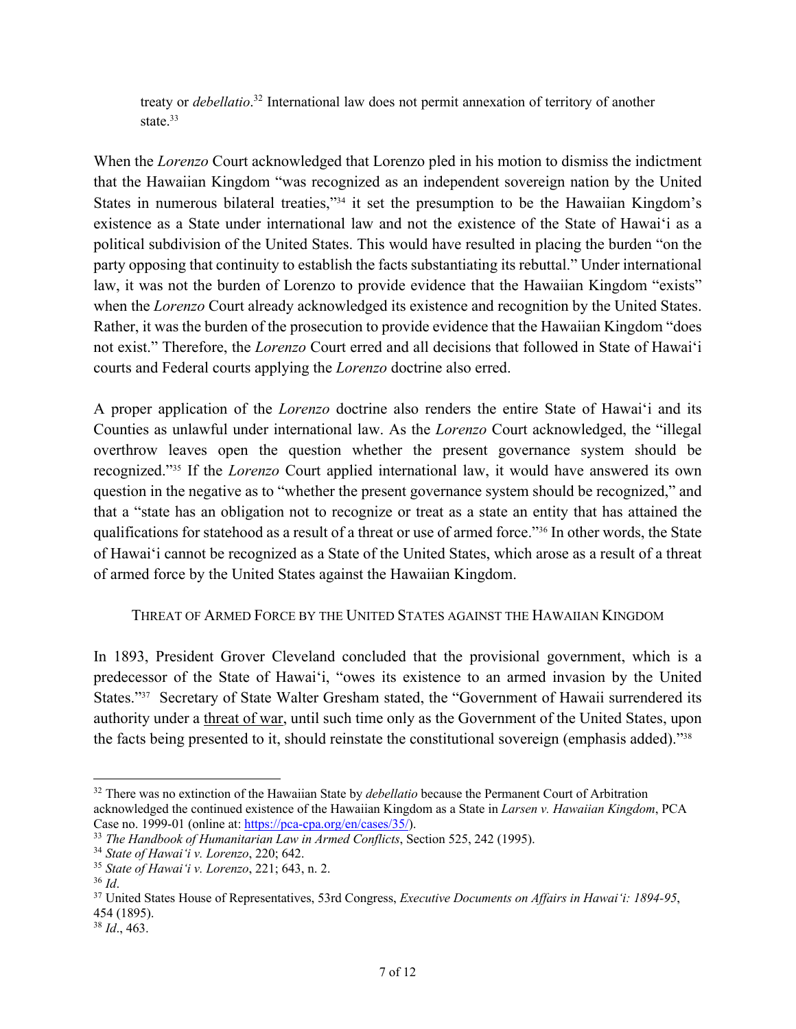treaty or *debellatio*.[32] International law does not permit annexation of territory of another state.[33]

When the *Lorenzo* Court acknowledged that Lorenzo pled in his motion to dismiss the indictment that the Hawaiian Kingdom "was recognized as an independent sovereign nation by the United States in numerous bilateral treaties,"[34] it set the presumption to be the Hawaiian Kingdom's existence as a State under international law and not the existence of the State of Hawai'i as a political subdivision of the United States. This would have resulted in placing the burden "on the party opposing that continuity to establish the facts substantiating its rebuttal." Under international law, it was not the burden of Lorenzo to provide evidence that the Hawaiian Kingdom "exists" when the *Lorenzo* Court already acknowledged its existence and recognition by the United States. Rather, it was the burden of the prosecution to provide evidence that the Hawaiian Kingdom "does not exist." Therefore, the *Lorenzo* Court erred and all decisions that followed in State of Hawai'i courts and Federal courts applying the *Lorenzo* doctrine also erred.

A proper application of the *Lorenzo* doctrine also renders the entire State of Hawai'i and its Counties as unlawful under international law. As the *Lorenzo* Court acknowledged, the "illegal overthrow leaves open the question whether the present governance system should be recognized."[35] If the *Lorenzo* Court applied international law, it would have answered its own question in the negative as to "whether the present governance system should be recognized," and that a "state has an obligation not to recognize or treat as a state an entity that has attained the qualifications for statehood as a result of a threat or use of armed force."[36] In other words, the State of Hawai'i cannot be recognized as a State of the United States, which arose as a result of a threat of armed force by the United States against the Hawaiian Kingdom.

## Threat of Armed Force by the United States against the Hawaiian Kingdom

In 1893, President Grover Cleveland concluded that the provisional government, which is a predecessor of the State of Hawai'i, "owes its existence to an armed invasion by the United States."[37] Secretary of State Walter Gresham stated, the "Government of Hawaii surrendered its authority under a <u>threat of war</u>, until such time only as the Government of the United States, upon the facts being presented to it, should reinstate the constitutional sovereign (emphasis added)."[38]

---

[32] There was no extinction of the Hawaiian State by *debellatio* because the Permanent Court of Arbitration acknowledged the continued existence of the Hawaiian Kingdom as a State in *Larsen v. Hawaiian Kingdom*, PCA Case no. 1999-01 (online at: https://pca-cpa.org/en/cases/35/).

[33] *The Handbook of Humanitarian Law in Armed Conflicts*, Section 525, 242 (1995).

[34] *State of Hawai'i v. Lorenzo*, 220; 642.

[35] *State of Hawai'i v. Lorenzo*, 221; 643, n. 2.

[36] *Id*.

[37] United States House of Representatives, 53rd Congress, *Executive Documents on Affairs in Hawai'i: 1894-95*, 454 (1895).

[38] *Id*., 463.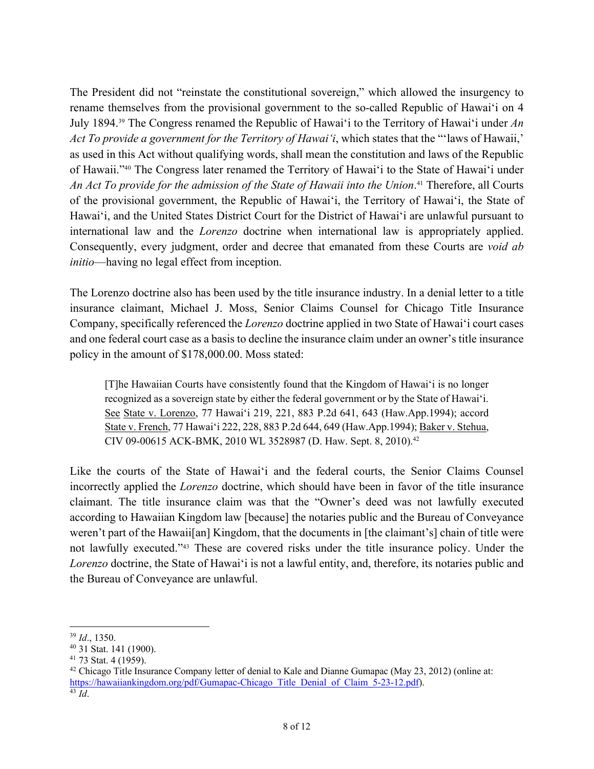The President did not "reinstate the constitutional sovereign," which allowed the insurgency to rename themselves from the provisional government to the so-called Republic of Hawai'i on 4 July 1894.[39] The Congress renamed the Republic of Hawai'i to the Territory of Hawai'i under *An Act To provide a government for the Territory of Hawai'i*, which states that the "'laws of Hawaii,' as used in this Act without qualifying words, shall mean the constitution and laws of the Republic of Hawaii."[40] The Congress later renamed the Territory of Hawai'i to the State of Hawai'i under *An Act To provide for the admission of the State of Hawaii into the Union*.[41] Therefore, all Courts of the provisional government, the Republic of Hawai'i, the Territory of Hawai'i, the State of Hawai'i, and the United States District Court for the District of Hawai'i are unlawful pursuant to international law and the *Lorenzo* doctrine when international law is appropriately applied. Consequently, every judgment, order and decree that emanated from these Courts are *void ab initio*—having no legal effect from inception.

The Lorenzo doctrine also has been used by the title insurance industry. In a denial letter to a title insurance claimant, Michael J. Moss, Senior Claims Counsel for Chicago Title Insurance Company, specifically referenced the *Lorenzo* doctrine applied in two State of Hawai'i court cases and one federal court case as a basis to decline the insurance claim under an owner's title insurance policy in the amount of $178,000.00. Moss stated:

> [T]he Hawaiian Courts have consistently found that the Kingdom of Hawai'i is no longer recognized as a sovereign state by either the federal government or by the State of Hawai'i. See State v. Lorenzo, 77 Hawai'i 219, 221, 883 P.2d 641, 643 (Haw.App.1994); accord State v. French, 77 Hawai'i 222, 228, 883 P.2d 644, 649 (Haw.App.1994); Baker v. Stehua, CIV 09-00615 ACK-BMK, 2010 WL 3528987 (D. Haw. Sept. 8, 2010).[42]

Like the courts of the State of Hawai'i and the federal courts, the Senior Claims Counsel incorrectly applied the *Lorenzo* doctrine, which should have been in favor of the title insurance claimant. The title insurance claim was that the "Owner's deed was not lawfully executed according to Hawaiian Kingdom law [because] the notaries public and the Bureau of Conveyance weren't part of the Hawaii[an] Kingdom, that the documents in [the claimant's] chain of title were not lawfully executed."[43] These are covered risks under the title insurance policy. Under the *Lorenzo* doctrine, the State of Hawai'i is not a lawful entity, and, therefore, its notaries public and the Bureau of Conveyance are unlawful.

---

[39] *Id*., 1350.

[40] 31 Stat. 141 (1900).

[41] 73 Stat. 4 (1959).

[42] Chicago Title Insurance Company letter of denial to Kale and Dianne Gumapac (May 23, 2012) (online at: https://hawaiiankingdom.org/pdf/Gumapac-Chicago_Title_Denial_of_Claim_5-23-12.pdf).

[43] *Id*.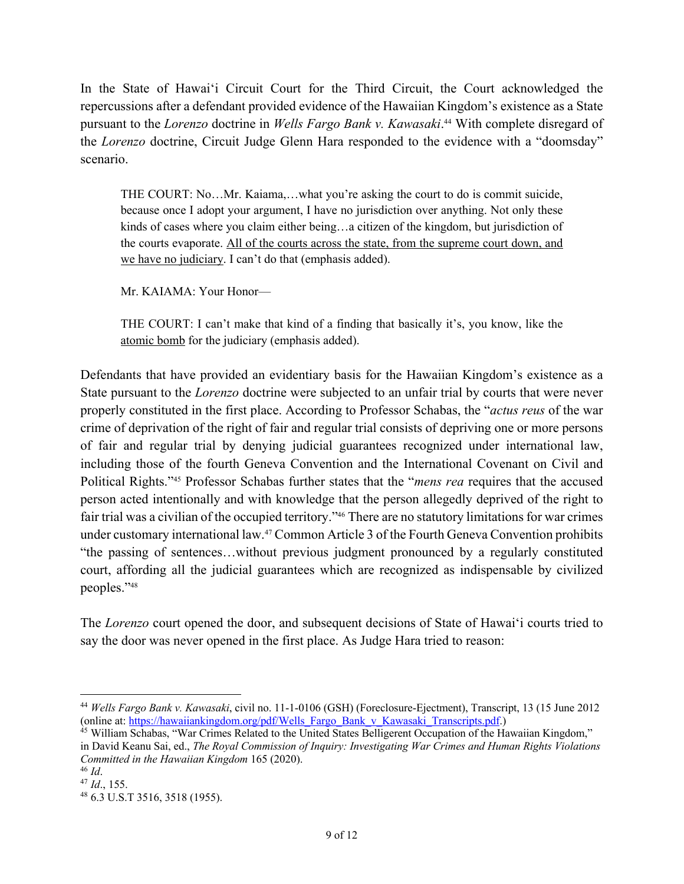In the State of Hawaiʻi Circuit Court for the Third Circuit, the Court acknowledged the repercussions after a defendant provided evidence of the Hawaiian Kingdom's existence as a State pursuant to the *Lorenzo* doctrine in *Wells Fargo Bank v. Kawasaki*.[44] With complete disregard of the *Lorenzo* doctrine, Circuit Judge Glenn Hara responded to the evidence with a "doomsday" scenario.

> THE COURT: No…Mr. Kaiama,…what you're asking the court to do is commit suicide, because once I adopt your argument, I have no jurisdiction over anything. Not only these kinds of cases where you claim either being…a citizen of the kingdom, but jurisdiction of the courts evaporate. <u>All of the courts across the state, from the supreme court down, and we have no judiciary</u>. I can't do that (emphasis added).
>
> Mr. KAIAMA: Your Honor—
>
> THE COURT: I can't make that kind of a finding that basically it's, you know, like the <u>atomic bomb</u> for the judiciary (emphasis added).

Defendants that have provided an evidentiary basis for the Hawaiian Kingdom's existence as a State pursuant to the *Lorenzo* doctrine were subjected to an unfair trial by courts that were never properly constituted in the first place. According to Professor Schabas, the "*actus reus* of the war crime of deprivation of the right of fair and regular trial consists of depriving one or more persons of fair and regular trial by denying judicial guarantees recognized under international law, including those of the fourth Geneva Convention and the International Covenant on Civil and Political Rights."[45] Professor Schabas further states that the "*mens rea* requires that the accused person acted intentionally and with knowledge that the person allegedly deprived of the right to fair trial was a civilian of the occupied territory."[46] There are no statutory limitations for war crimes under customary international law.[47] Common Article 3 of the Fourth Geneva Convention prohibits "the passing of sentences…without previous judgment pronounced by a regularly constituted court, affording all the judicial guarantees which are recognized as indispensable by civilized peoples."[48]

The *Lorenzo* court opened the door, and subsequent decisions of State of Hawaiʻi courts tried to say the door was never opened in the first place. As Judge Hara tried to reason:

---

[44] *Wells Fargo Bank v. Kawasaki*, civil no. 11-1-0106 (GSH) (Foreclosure-Ejectment), Transcript, 13 (15 June 2012 (online at: https://hawaiiankingdom.org/pdf/Wells_Fargo_Bank_v_Kawasaki_Transcripts.pdf.)

[45] William Schabas, "War Crimes Related to the United States Belligerent Occupation of the Hawaiian Kingdom," in David Keanu Sai, ed., *The Royal Commission of Inquiry: Investigating War Crimes and Human Rights Violations Committed in the Hawaiian Kingdom* 165 (2020).

[46] *Id*.

[47] *Id*., 155.

[48] 6.3 U.S.T 3516, 3518 (1955).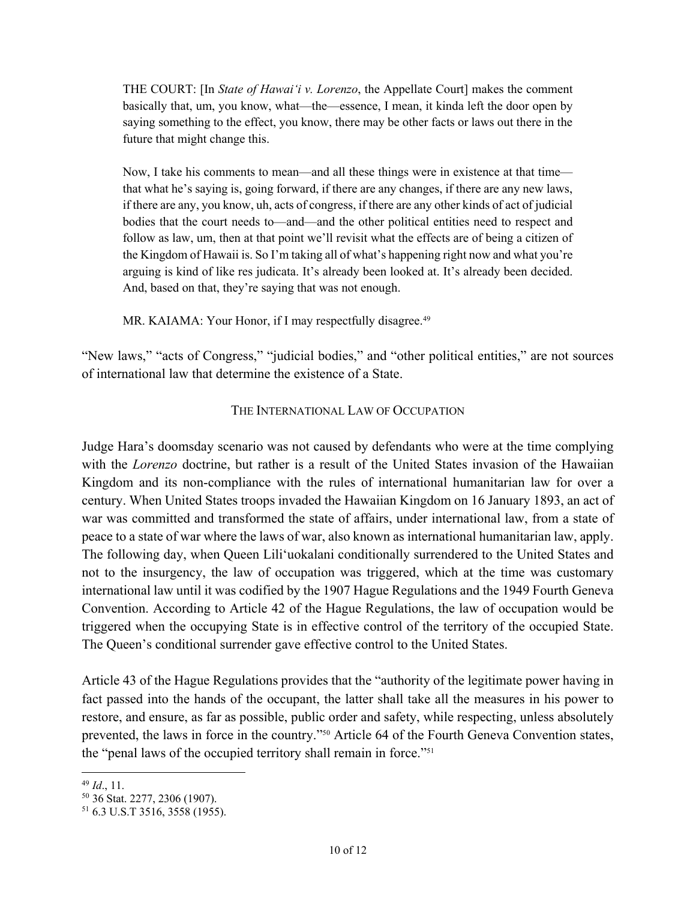THE COURT: [In *State of Hawai'i v. Lorenzo*, the Appellate Court] makes the comment basically that, um, you know, what—the—essence, I mean, it kinda left the door open by saying something to the effect, you know, there may be other facts or laws out there in the future that might change this.

Now, I take his comments to mean—and all these things were in existence at that time—that what he's saying is, going forward, if there are any changes, if there are any new laws, if there are any, you know, uh, acts of congress, if there are any other kinds of act of judicial bodies that the court needs to—and—and the other political entities need to respect and follow as law, um, then at that point we'll revisit what the effects are of being a citizen of the Kingdom of Hawaii is. So I'm taking all of what's happening right now and what you're arguing is kind of like res judicata. It's already been looked at. It's already been decided. And, based on that, they're saying that was not enough.

MR. KAIAMA: Your Honor, if I may respectfully disagree.[49]

"New laws," "acts of Congress," "judicial bodies," and "other political entities," are not sources of international law that determine the existence of a State.

## THE INTERNATIONAL LAW OF OCCUPATION

Judge Hara's doomsday scenario was not caused by defendants who were at the time complying with the *Lorenzo* doctrine, but rather is a result of the United States invasion of the Hawaiian Kingdom and its non-compliance with the rules of international humanitarian law for over a century. When United States troops invaded the Hawaiian Kingdom on 16 January 1893, an act of war was committed and transformed the state of affairs, under international law, from a state of peace to a state of war where the laws of war, also known as international humanitarian law, apply. The following day, when Queen Lili'uokalani conditionally surrendered to the United States and not to the insurgency, the law of occupation was triggered, which at the time was customary international law until it was codified by the 1907 Hague Regulations and the 1949 Fourth Geneva Convention. According to Article 42 of the Hague Regulations, the law of occupation would be triggered when the occupying State is in effective control of the territory of the occupied State. The Queen's conditional surrender gave effective control to the United States.

Article 43 of the Hague Regulations provides that the "authority of the legitimate power having in fact passed into the hands of the occupant, the latter shall take all the measures in his power to restore, and ensure, as far as possible, public order and safety, while respecting, unless absolutely prevented, the laws in force in the country."[50] Article 64 of the Fourth Geneva Convention states, the "penal laws of the occupied territory shall remain in force."[51]

---

[49] *Id*., 11.

[50] 36 Stat. 2277, 2306 (1907).

[51] 6.3 U.S.T 3516, 3558 (1955).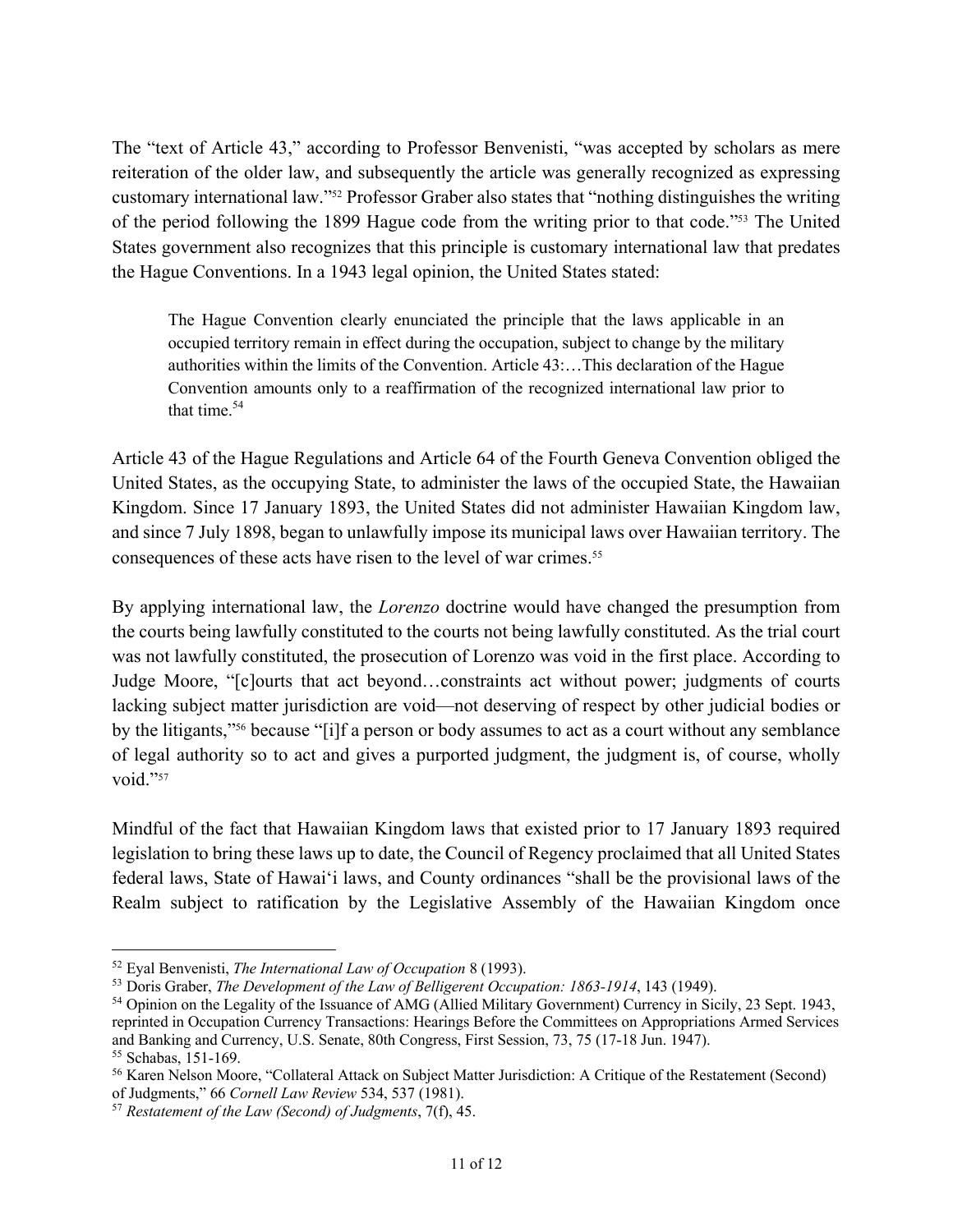The "text of Article 43," according to Professor Benvenisti, "was accepted by scholars as mere reiteration of the older law, and subsequently the article was generally recognized as expressing customary international law."[52] Professor Graber also states that "nothing distinguishes the writing of the period following the 1899 Hague code from the writing prior to that code."[53] The United States government also recognizes that this principle is customary international law that predates the Hague Conventions. In a 1943 legal opinion, the United States stated:

> The Hague Convention clearly enunciated the principle that the laws applicable in an occupied territory remain in effect during the occupation, subject to change by the military authorities within the limits of the Convention. Article 43:…This declaration of the Hague Convention amounts only to a reaffirmation of the recognized international law prior to that time.[54]

Article 43 of the Hague Regulations and Article 64 of the Fourth Geneva Convention obliged the United States, as the occupying State, to administer the laws of the occupied State, the Hawaiian Kingdom. Since 17 January 1893, the United States did not administer Hawaiian Kingdom law, and since 7 July 1898, began to unlawfully impose its municipal laws over Hawaiian territory. The consequences of these acts have risen to the level of war crimes.[55]

By applying international law, the *Lorenzo* doctrine would have changed the presumption from the courts being lawfully constituted to the courts not being lawfully constituted. As the trial court was not lawfully constituted, the prosecution of Lorenzo was void in the first place. According to Judge Moore, "[c]ourts that act beyond…constraints act without power; judgments of courts lacking subject matter jurisdiction are void—not deserving of respect by other judicial bodies or by the litigants,"[56] because "[i]f a person or body assumes to act as a court without any semblance of legal authority so to act and gives a purported judgment, the judgment is, of course, wholly void."[57]

Mindful of the fact that Hawaiian Kingdom laws that existed prior to 17 January 1893 required legislation to bring these laws up to date, the Council of Regency proclaimed that all United States federal laws, State of Hawaiʻi laws, and County ordinances "shall be the provisional laws of the Realm subject to ratification by the Legislative Assembly of the Hawaiian Kingdom once

---

[52] Eyal Benvenisti, *The International Law of Occupation* 8 (1993).

[53] Doris Graber, *The Development of the Law of Belligerent Occupation: 1863-1914*, 143 (1949).

[54] Opinion on the Legality of the Issuance of AMG (Allied Military Government) Currency in Sicily, 23 Sept. 1943, reprinted in Occupation Currency Transactions: Hearings Before the Committees on Appropriations Armed Services and Banking and Currency, U.S. Senate, 80th Congress, First Session, 73, 75 (17-18 Jun. 1947).

[55] Schabas, 151-169.

[56] Karen Nelson Moore, "Collateral Attack on Subject Matter Jurisdiction: A Critique of the Restatement (Second) of Judgments," 66 *Cornell Law Review* 534, 537 (1981).

[57] *Restatement of the Law (Second) of Judgments*, 7(f), 45.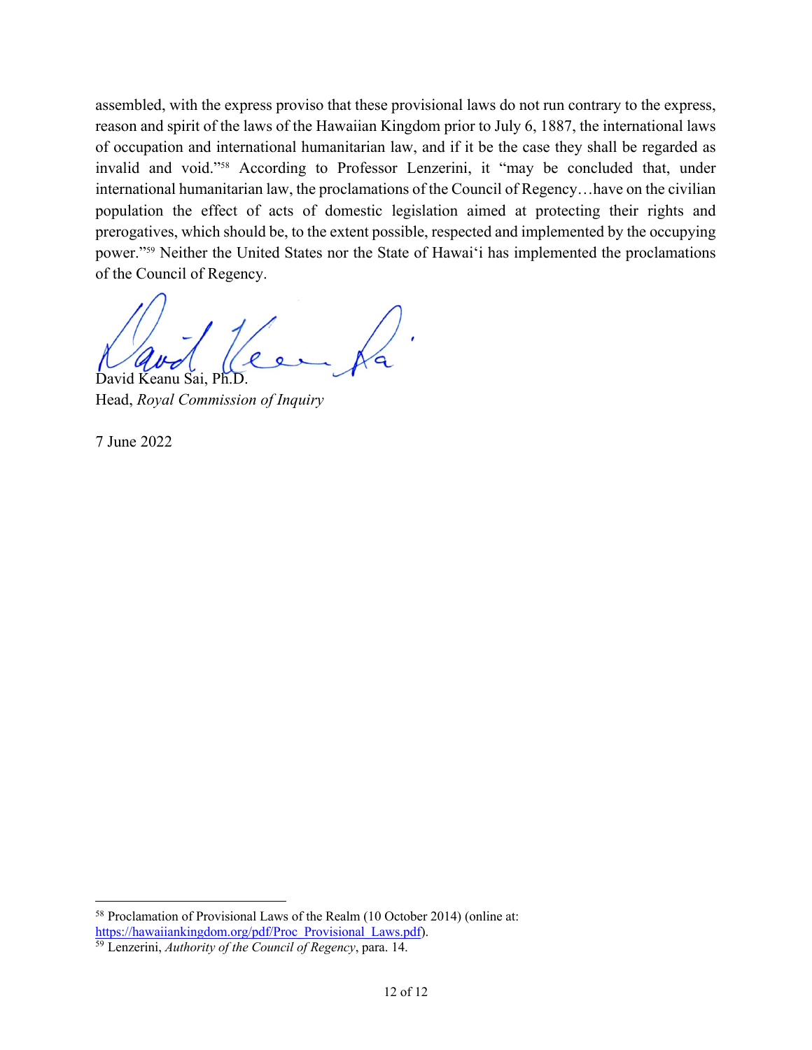assembled, with the express proviso that these provisional laws do not run contrary to the express, reason and spirit of the laws of the Hawaiian Kingdom prior to July 6, 1887, the international laws of occupation and international humanitarian law, and if it be the case they shall be regarded as invalid and void."[58] According to Professor Lenzerini, it "may be concluded that, under international humanitarian law, the proclamations of the Council of Regency…have on the civilian population the effect of acts of domestic legislation aimed at protecting their rights and prerogatives, which should be, to the extent possible, respected and implemented by the occupying power."[59] Neither the United States nor the State of Hawai'i has implemented the proclamations of the Council of Regency.

David Keanu Sai, Ph.D.
Head, *Royal Commission of Inquiry*

7 June 2022

---

[58] Proclamation of Provisional Laws of the Realm (10 October 2014) (online at: https://hawaiiankingdom.org/pdf/Proc_Provisional_Laws.pdf).

[59] Lenzerini, *Authority of the Council of Regency*, para. 14.